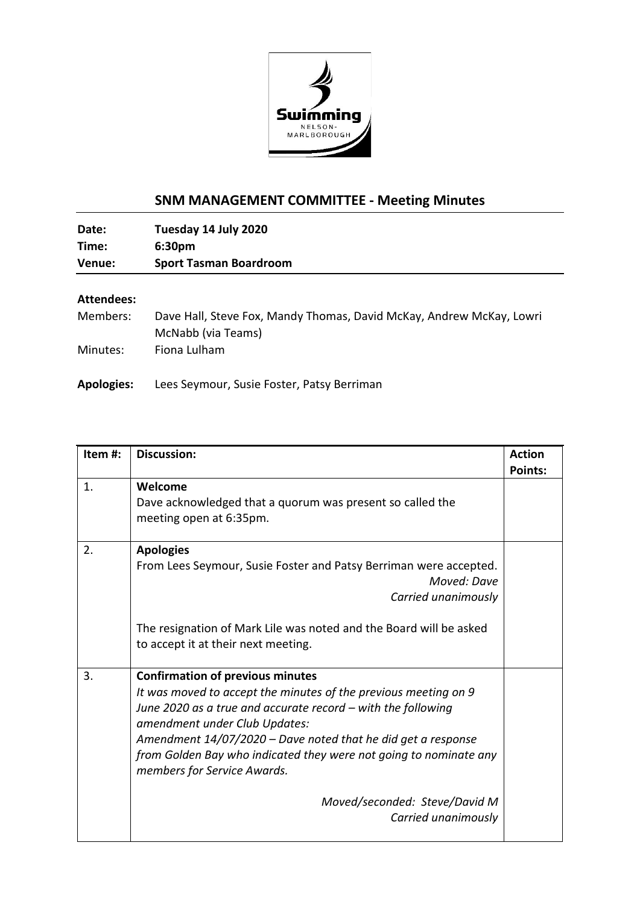## SNM MANAGEMENT COMMITTEE - Meeting Minutes

**Date:** Tuesday 14 July 2020
**Time:** 6:30pm
**Venue:** Sport Tasman Boardroom

**Attendees:**

Members: Dave Hall, Steve Fox, Mandy Thomas, David McKay, Andrew McKay, Lowri McNabb (via Teams)

Minutes: Fiona Lulham

**Apologies:** Lees Seymour, Susie Foster, Patsy Berriman

| Item #: | Discussion: | Action Points: |
|---|---|---|
| 1. | **Welcome**<br>Dave acknowledged that a quorum was present so called the meeting open at 6:35pm. | |
| 2. | **Apologies**<br>From Lees Seymour, Susie Foster and Patsy Berriman were accepted.<br>*Moved: Dave*<br>*Carried unanimously*<br><br>The resignation of Mark Lile was noted and the Board will be asked to accept it at their next meeting. | |
| 3. | **Confirmation of previous minutes**<br>*It was moved to accept the minutes of the previous meeting on 9 June 2020 as a true and accurate record – with the following amendment under Club Updates:*<br>*Amendment 14/07/2020 – Dave noted that he did get a response from Golden Bay who indicated they were not going to nominate any members for Service Awards.*<br><br>*Moved/seconded: Steve/David M*<br>*Carried unanimously* | |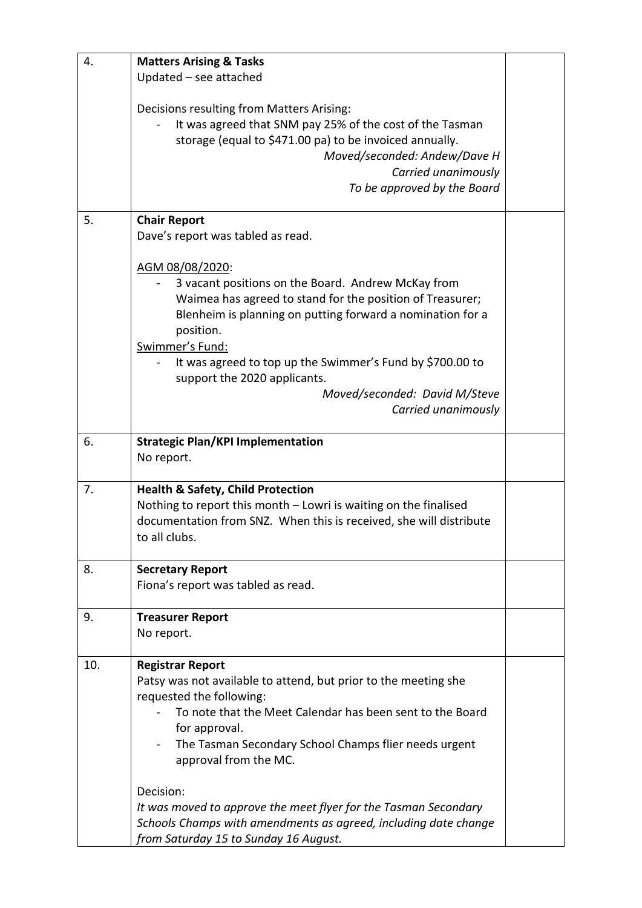| | | |
|---|---|---|
| 4. | **Matters Arising & Tasks**<br>Updated – see attached<br><br>Decisions resulting from Matters Arising:<br>- It was agreed that SNM pay 25% of the cost of the Tasman storage (equal to $471.00 pa) to be invoiced annually.<br>*Moved/seconded: Andew/Dave H*<br>*Carried unanimously*<br>*To be approved by the Board* | |
| 5. | **Chair Report**<br>Dave's report was tabled as read.<br><br>AGM 08/08/2020:<br>- 3 vacant positions on the Board. Andrew McKay from Waimea has agreed to stand for the position of Treasurer; Blenheim is planning on putting forward a nomination for a position.<br><br>Swimmer's Fund:<br>- It was agreed to top up the Swimmer's Fund by $700.00 to support the 2020 applicants.<br>*Moved/seconded: David M/Steve*<br>*Carried unanimously* | |
| 6. | **Strategic Plan/KPI Implementation**<br>No report. | |
| 7. | **Health & Safety, Child Protection**<br>Nothing to report this month – Lowri is waiting on the finalised documentation from SNZ. When this is received, she will distribute to all clubs. | |
| 8. | **Secretary Report**<br>Fiona's report was tabled as read. | |
| 9. | **Treasurer Report**<br>No report. | |
| 10. | **Registrar Report**<br>Patsy was not available to attend, but prior to the meeting she requested the following:<br>- To note that the Meet Calendar has been sent to the Board for approval.<br>- The Tasman Secondary School Champs flier needs urgent approval from the MC.<br><br>Decision:<br>*It was moved to approve the meet flyer for the Tasman Secondary Schools Champs with amendments as agreed, including date change from Saturday 15 to Sunday 16 August.* | |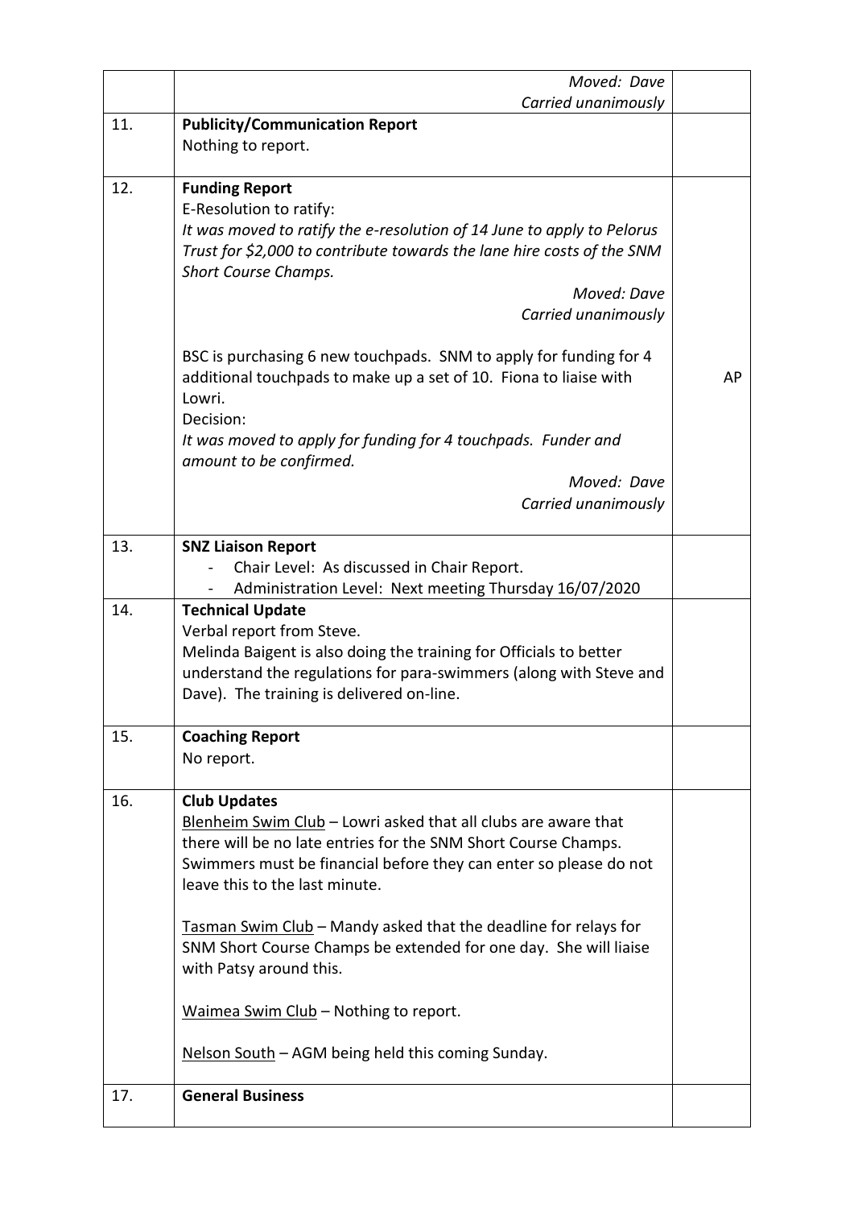| | | |
|---|---|---|
| | *Moved: Dave*<br>*Carried unanimously* | |
| 11. | **Publicity/Communication Report**<br>Nothing to report. | |
| 12. | **Funding Report**<br>E-Resolution to ratify:<br>*It was moved to ratify the e-resolution of 14 June to apply to Pelorus Trust for $2,000 to contribute towards the lane hire costs of the SNM Short Course Champs.*<br>*Moved: Dave*<br>*Carried unanimously*<br><br>BSC is purchasing 6 new touchpads. SNM to apply for funding for 4 additional touchpads to make up a set of 10. Fiona to liaise with Lowri.<br>Decision:<br>*It was moved to apply for funding for 4 touchpads. Funder and amount to be confirmed.*<br>*Moved: Dave*<br>*Carried unanimously* | AP |
| 13. | **SNZ Liaison Report**<br>- Chair Level: As discussed in Chair Report.<br>- Administration Level: Next meeting Thursday 16/07/2020 | |
| 14. | **Technical Update**<br>Verbal report from Steve.<br>Melinda Baigent is also doing the training for Officials to better understand the regulations for para-swimmers (along with Steve and Dave). The training is delivered on-line. | |
| 15. | **Coaching Report**<br>No report. | |
| 16. | **Club Updates**<br><u>Blenheim Swim Club</u> – Lowri asked that all clubs are aware that there will be no late entries for the SNM Short Course Champs. Swimmers must be financial before they can enter so please do not leave this to the last minute.<br><br><u>Tasman Swim Club</u> – Mandy asked that the deadline for relays for SNM Short Course Champs be extended for one day. She will liaise with Patsy around this.<br><br><u>Waimea Swim Club</u> – Nothing to report.<br><br><u>Nelson South</u> – AGM being held this coming Sunday. | |
| 17. | **General Business** | |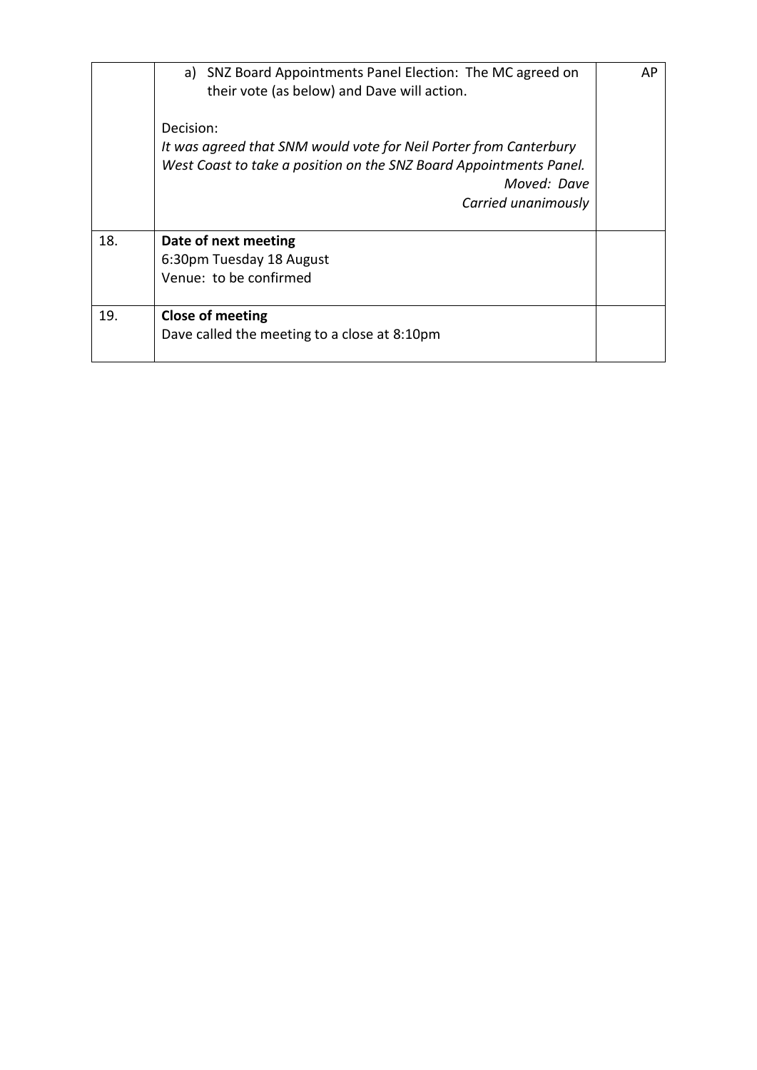| | | |
|---|---|---|
| | a) SNZ Board Appointments Panel Election: The MC agreed on their vote (as below) and Dave will action.<br><br>Decision:<br>*It was agreed that SNM would vote for Neil Porter from Canterbury West Coast to take a position on the SNZ Board Appointments Panel.*<br>*Moved: Dave*<br>*Carried unanimously* | AP |
| 18. | **Date of next meeting**<br>6:30pm Tuesday 18 August<br>Venue: to be confirmed | |
| 19. | **Close of meeting**<br>Dave called the meeting to a close at 8:10pm | |